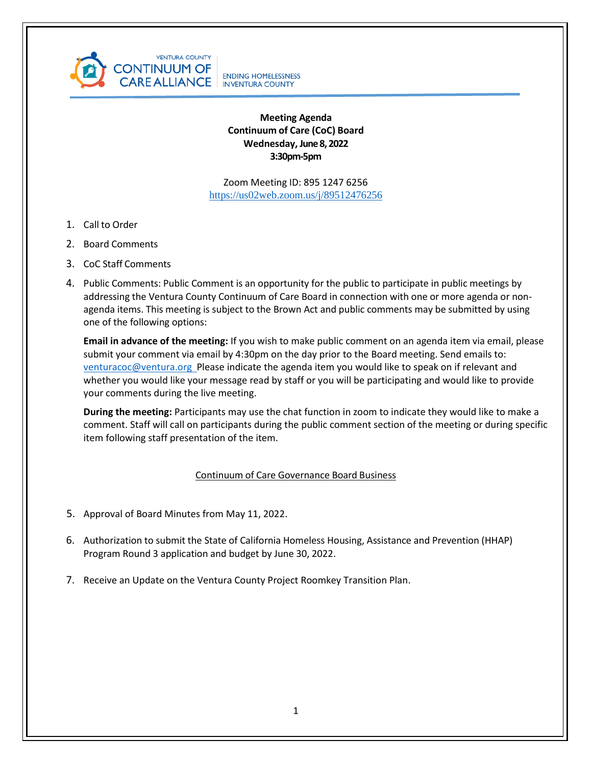VENTURA COUNTY
CONTINUUM OF CARE ALLIANCE
ENDING HOMELESSNESS IN VENTURA COUNTY

**Meeting Agenda**
**Continuum of Care (CoC) Board**
**Wednesday, June 8, 2022**
**3:30pm-5pm**

Zoom Meeting ID: 895 1247 6256
https://us02web.zoom.us/j/89512476256

1. Call to Order
2. Board Comments
3. CoC Staff Comments
4. Public Comments: Public Comment is an opportunity for the public to participate in public meetings by addressing the Ventura County Continuum of Care Board in connection with one or more agenda or non-agenda items. This meeting is subject to the Brown Act and public comments may be submitted by using one of the following options:

   **Email in advance of the meeting:** If you wish to make public comment on an agenda item via email, please submit your comment via email by 4:30pm on the day prior to the Board meeting. Send emails to: venturacoc@ventura.org Please indicate the agenda item you would like to speak on if relevant and whether you would like your message read by staff or you will be participating and would like to provide your comments during the live meeting.

   **During the meeting:** Participants may use the chat function in zoom to indicate they would like to make a comment. Staff will call on participants during the public comment section of the meeting or during specific item following staff presentation of the item.

Continuum of Care Governance Board Business

5. Approval of Board Minutes from May 11, 2022.
6. Authorization to submit the State of California Homeless Housing, Assistance and Prevention (HHAP) Program Round 3 application and budget by June 30, 2022.
7. Receive an Update on the Ventura County Project Roomkey Transition Plan.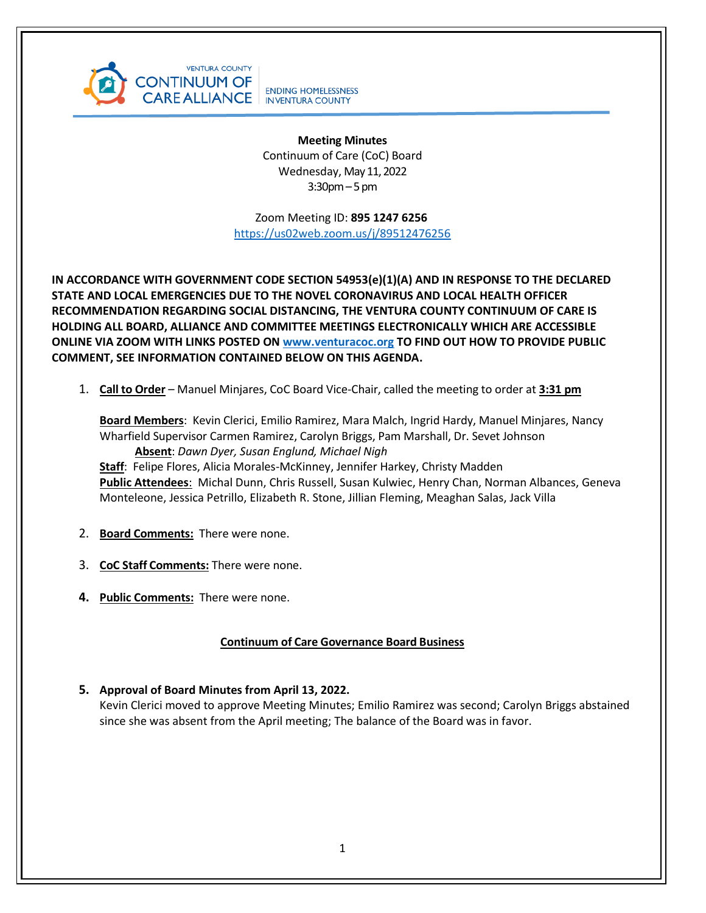VENTURA COUNTY CONTINUUM OF CARE ALLIANCE — ENDING HOMELESSNESS IN VENTURA COUNTY

**Meeting Minutes**
Continuum of Care (CoC) Board
Wednesday, May 11, 2022
3:30pm – 5 pm

Zoom Meeting ID: **895 1247 6256**
https://us02web.zoom.us/j/89512476256

**IN ACCORDANCE WITH GOVERNMENT CODE SECTION 54953(e)(1)(A) AND IN RESPONSE TO THE DECLARED STATE AND LOCAL EMERGENCIES DUE TO THE NOVEL CORONAVIRUS AND LOCAL HEALTH OFFICER RECOMMENDATION REGARDING SOCIAL DISTANCING, THE VENTURA COUNTY CONTINUUM OF CARE IS HOLDING ALL BOARD, ALLIANCE AND COMMITTEE MEETINGS ELECTRONICALLY WHICH ARE ACCESSIBLE ONLINE VIA ZOOM WITH LINKS POSTED ON www.venturacoc.org TO FIND OUT HOW TO PROVIDE PUBLIC COMMENT, SEE INFORMATION CONTAINED BELOW ON THIS AGENDA.**

1. **Call to Order** – Manuel Minjares, CoC Board Vice-Chair, called the meeting to order at **3:31 pm**

   **Board Members**: Kevin Clerici, Emilio Ramirez, Mara Malch, Ingrid Hardy, Manuel Minjares, Nancy Wharfield Supervisor Carmen Ramirez, Carolyn Briggs, Pam Marshall, Dr. Sevet Johnson
   
   **Absent**: *Dawn Dyer, Susan Englund, Michael Nigh*
   
   **Staff**: Felipe Flores, Alicia Morales-McKinney, Jennifer Harkey, Christy Madden
   
   **Public Attendees**: Michal Dunn, Chris Russell, Susan Kulwiec, Henry Chan, Norman Albances, Geneva Monteleone, Jessica Petrillo, Elizabeth R. Stone, Jillian Fleming, Meaghan Salas, Jack Villa

2. **Board Comments:** There were none.

3. **CoC Staff Comments:** There were none.

4. **Public Comments:** There were none.

**Continuum of Care Governance Board Business**

5. **Approval of Board Minutes from April 13, 2022.**
   Kevin Clerici moved to approve Meeting Minutes; Emilio Ramirez was second; Carolyn Briggs abstained since she was absent from the April meeting; The balance of the Board was in favor.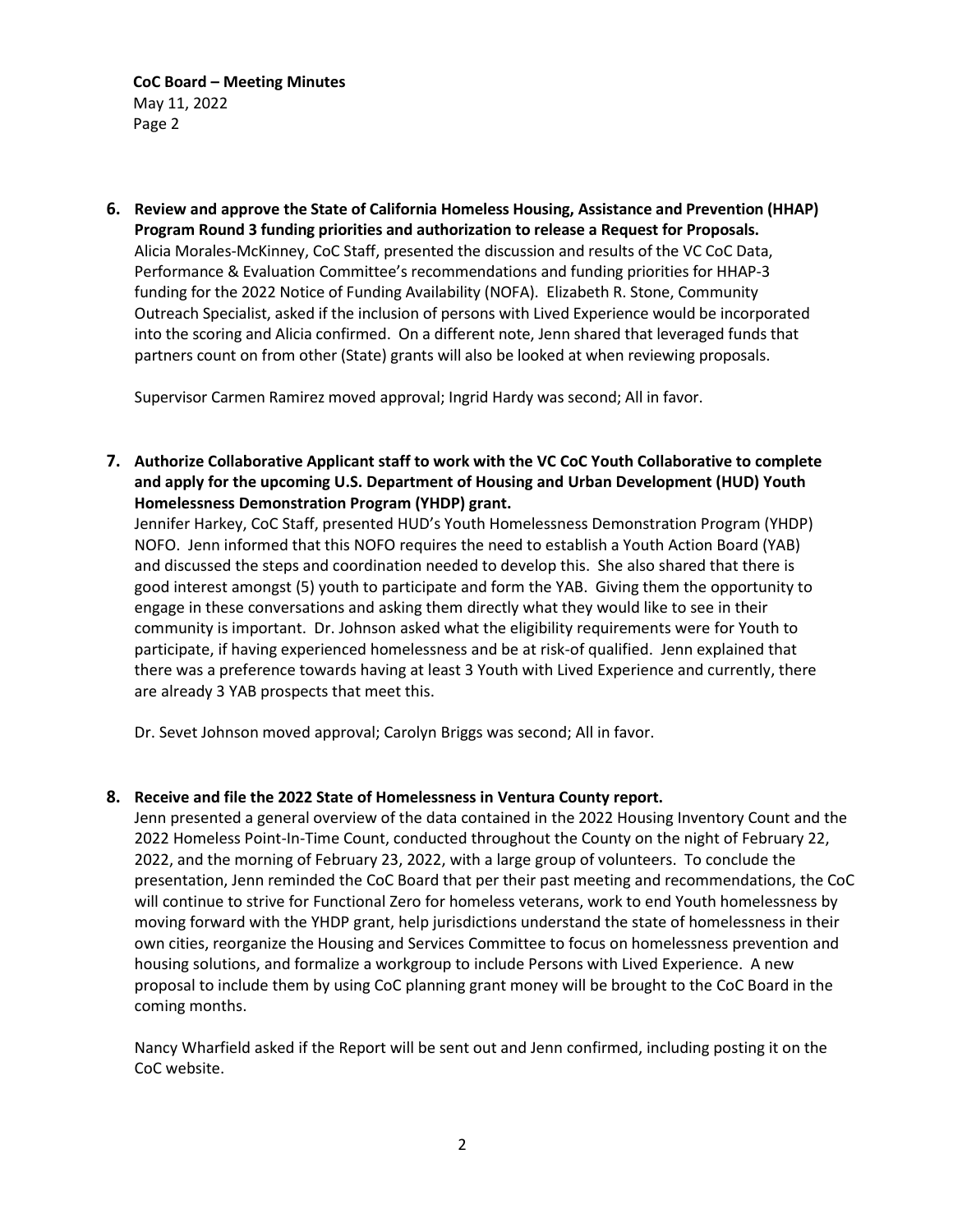**6. Review and approve the State of California Homeless Housing, Assistance and Prevention (HHAP) Program Round 3 funding priorities and authorization to release a Request for Proposals.**

Alicia Morales-McKinney, CoC Staff, presented the discussion and results of the VC CoC Data, Performance & Evaluation Committee's recommendations and funding priorities for HHAP-3 funding for the 2022 Notice of Funding Availability (NOFA). Elizabeth R. Stone, Community Outreach Specialist, asked if the inclusion of persons with Lived Experience would be incorporated into the scoring and Alicia confirmed. On a different note, Jenn shared that leveraged funds that partners count on from other (State) grants will also be looked at when reviewing proposals.

Supervisor Carmen Ramirez moved approval; Ingrid Hardy was second; All in favor.

**7. Authorize Collaborative Applicant staff to work with the VC CoC Youth Collaborative to complete and apply for the upcoming U.S. Department of Housing and Urban Development (HUD) Youth Homelessness Demonstration Program (YHDP) grant.**

Jennifer Harkey, CoC Staff, presented HUD's Youth Homelessness Demonstration Program (YHDP) NOFO. Jenn informed that this NOFO requires the need to establish a Youth Action Board (YAB) and discussed the steps and coordination needed to develop this. She also shared that there is good interest amongst (5) youth to participate and form the YAB. Giving them the opportunity to engage in these conversations and asking them directly what they would like to see in their community is important. Dr. Johnson asked what the eligibility requirements were for Youth to participate, if having experienced homelessness and be at risk-of qualified. Jenn explained that there was a preference towards having at least 3 Youth with Lived Experience and currently, there are already 3 YAB prospects that meet this.

Dr. Sevet Johnson moved approval; Carolyn Briggs was second; All in favor.

**8. Receive and file the 2022 State of Homelessness in Ventura County report.**

Jenn presented a general overview of the data contained in the 2022 Housing Inventory Count and the 2022 Homeless Point-In-Time Count, conducted throughout the County on the night of February 22, 2022, and the morning of February 23, 2022, with a large group of volunteers. To conclude the presentation, Jenn reminded the CoC Board that per their past meeting and recommendations, the CoC will continue to strive for Functional Zero for homeless veterans, work to end Youth homelessness by moving forward with the YHDP grant, help jurisdictions understand the state of homelessness in their own cities, reorganize the Housing and Services Committee to focus on homelessness prevention and housing solutions, and formalize a workgroup to include Persons with Lived Experience. A new proposal to include them by using CoC planning grant money will be brought to the CoC Board in the coming months.

Nancy Wharfield asked if the Report will be sent out and Jenn confirmed, including posting it on the CoC website.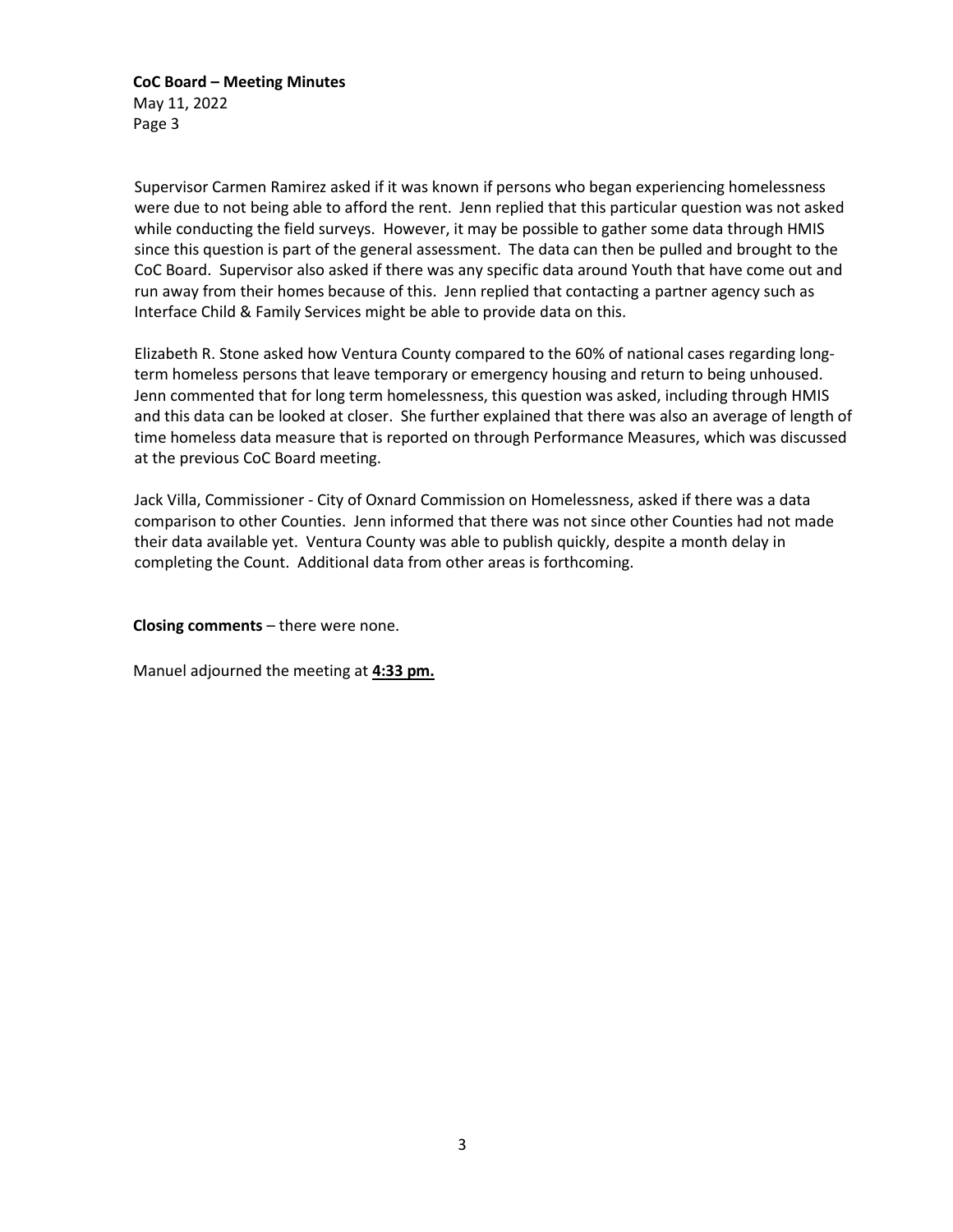Supervisor Carmen Ramirez asked if it was known if persons who began experiencing homelessness were due to not being able to afford the rent. Jenn replied that this particular question was not asked while conducting the field surveys. However, it may be possible to gather some data through HMIS since this question is part of the general assessment. The data can then be pulled and brought to the CoC Board. Supervisor also asked if there was any specific data around Youth that have come out and run away from their homes because of this. Jenn replied that contacting a partner agency such as Interface Child & Family Services might be able to provide data on this.

Elizabeth R. Stone asked how Ventura County compared to the 60% of national cases regarding long-term homeless persons that leave temporary or emergency housing and return to being unhoused. Jenn commented that for long term homelessness, this question was asked, including through HMIS and this data can be looked at closer. She further explained that there was also an average of length of time homeless data measure that is reported on through Performance Measures, which was discussed at the previous CoC Board meeting.

Jack Villa, Commissioner - City of Oxnard Commission on Homelessness, asked if there was a data comparison to other Counties. Jenn informed that there was not since other Counties had not made their data available yet. Ventura County was able to publish quickly, despite a month delay in completing the Count. Additional data from other areas is forthcoming.

**Closing comments** – there were none.

Manuel adjourned the meeting at **4:33 pm.**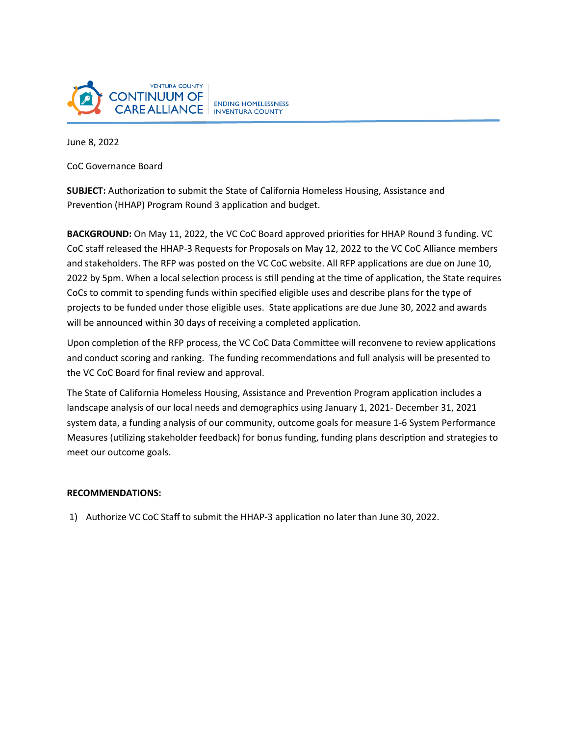VENTURA COUNTY CONTINUUM OF CARE ALLIANCE | ENDING HOMELESSNESS IN VENTURA COUNTY

June 8, 2022

CoC Governance Board

**SUBJECT:** Authorization to submit the State of California Homeless Housing, Assistance and Prevention (HHAP) Program Round 3 application and budget.

**BACKGROUND:** On May 11, 2022, the VC CoC Board approved priorities for HHAP Round 3 funding. VC CoC staff released the HHAP-3 Requests for Proposals on May 12, 2022 to the VC CoC Alliance members and stakeholders. The RFP was posted on the VC CoC website. All RFP applications are due on June 10, 2022 by 5pm. When a local selection process is still pending at the time of application, the State requires CoCs to commit to spending funds within specified eligible uses and describe plans for the type of projects to be funded under those eligible uses. State applications are due June 30, 2022 and awards will be announced within 30 days of receiving a completed application.

Upon completion of the RFP process, the VC CoC Data Committee will reconvene to review applications and conduct scoring and ranking. The funding recommendations and full analysis will be presented to the VC CoC Board for final review and approval.

The State of California Homeless Housing, Assistance and Prevention Program application includes a landscape analysis of our local needs and demographics using January 1, 2021- December 31, 2021 system data, a funding analysis of our community, outcome goals for measure 1-6 System Performance Measures (utilizing stakeholder feedback) for bonus funding, funding plans description and strategies to meet our outcome goals.

**RECOMMENDATIONS:**

1) Authorize VC CoC Staff to submit the HHAP-3 application no later than June 30, 2022.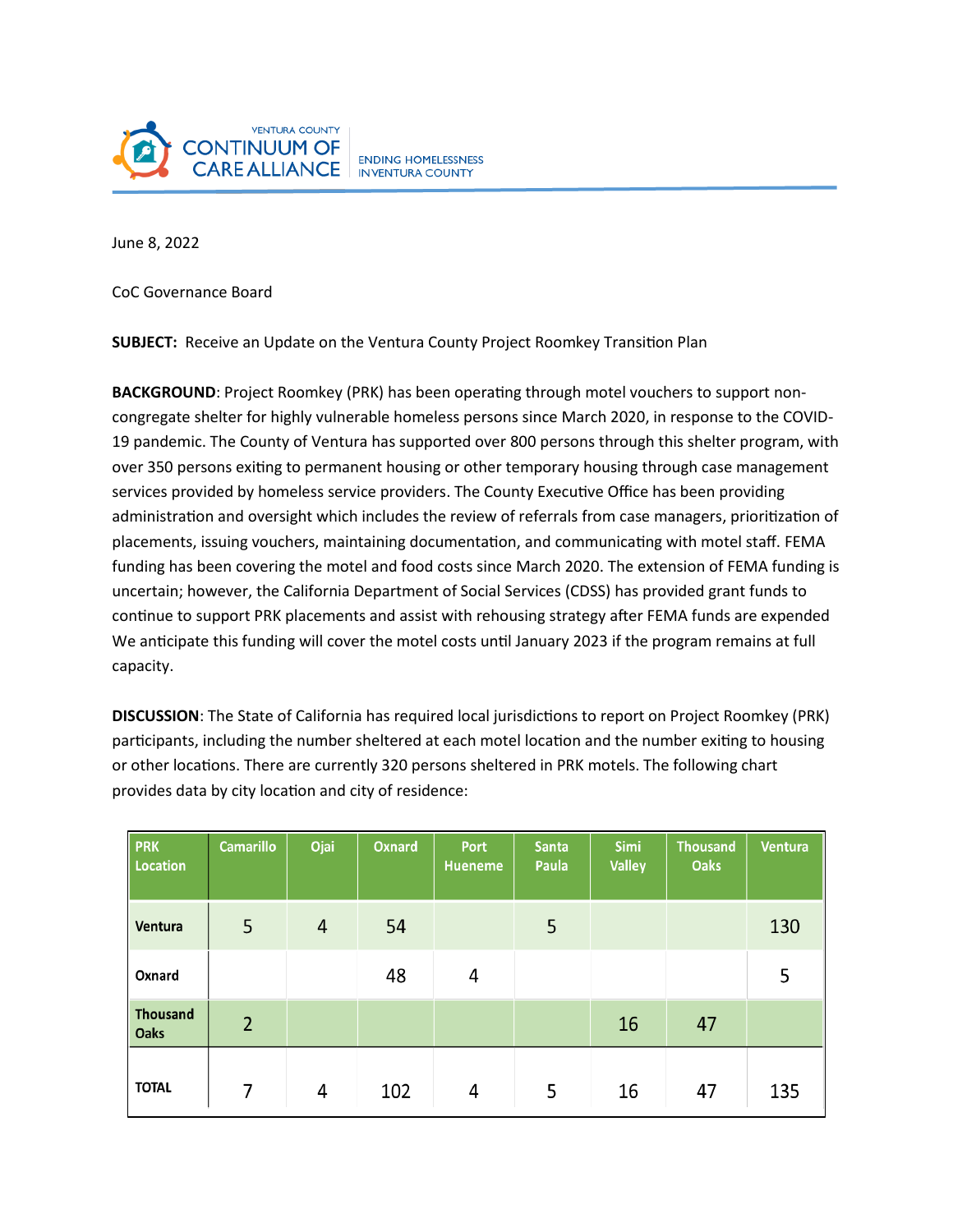VENTURA COUNTY CONTINUUM OF CARE ALLIANCE | ENDING HOMELESSNESS IN VENTURA COUNTY

June 8, 2022

CoC Governance Board

**SUBJECT:** Receive an Update on the Ventura County Project Roomkey Transition Plan

**BACKGROUND**: Project Roomkey (PRK) has been operating through motel vouchers to support non-congregate shelter for highly vulnerable homeless persons since March 2020, in response to the COVID-19 pandemic. The County of Ventura has supported over 800 persons through this shelter program, with over 350 persons exiting to permanent housing or other temporary housing through case management services provided by homeless service providers. The County Executive Office has been providing administration and oversight which includes the review of referrals from case managers, prioritization of placements, issuing vouchers, maintaining documentation, and communicating with motel staff. FEMA funding has been covering the motel and food costs since March 2020. The extension of FEMA funding is uncertain; however, the California Department of Social Services (CDSS) has provided grant funds to continue to support PRK placements and assist with rehousing strategy after FEMA funds are expended We anticipate this funding will cover the motel costs until January 2023 if the program remains at full capacity.

**DISCUSSION**: The State of California has required local jurisdictions to report on Project Roomkey (PRK) participants, including the number sheltered at each motel location and the number exiting to housing or other locations. There are currently 320 persons sheltered in PRK motels. The following chart provides data by city location and city of residence:

| PRK Location | Camarillo | Ojai | Oxnard | Port Hueneme | Santa Paula | Simi Valley | Thousand Oaks | Ventura |
|---|---|---|---|---|---|---|---|---|
| Ventura | 5 | 4 | 54 | | 5 | | | 130 |
| Oxnard | | | 48 | 4 | | | | 5 |
| Thousand Oaks | 2 | | | | | 16 | 47 | |
| TOTAL | 7 | 4 | 102 | 4 | 5 | 16 | 47 | 135 |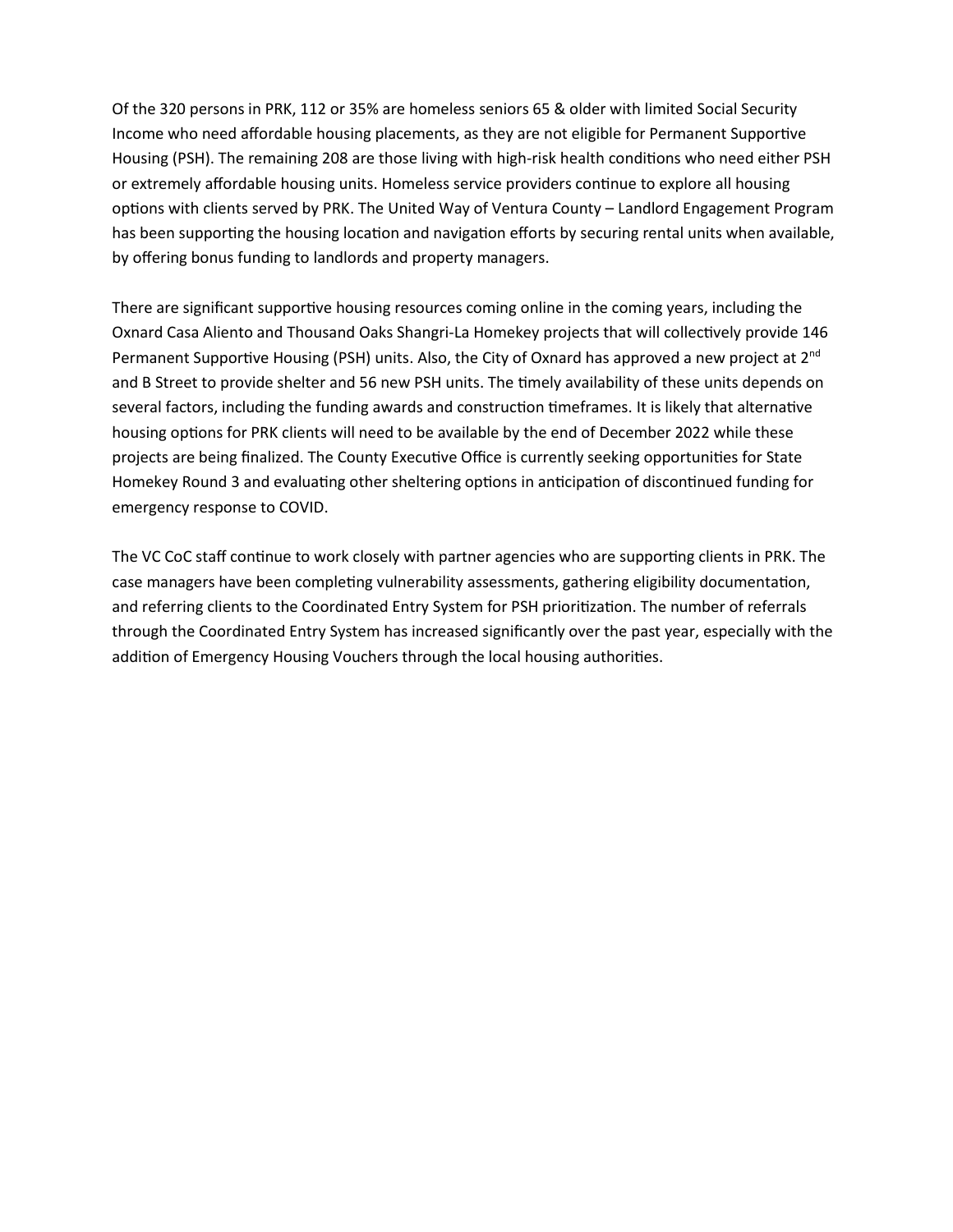Of the 320 persons in PRK, 112 or 35% are homeless seniors 65 & older with limited Social Security Income who need affordable housing placements, as they are not eligible for Permanent Supportive Housing (PSH). The remaining 208 are those living with high-risk health conditions who need either PSH or extremely affordable housing units. Homeless service providers continue to explore all housing options with clients served by PRK. The United Way of Ventura County – Landlord Engagement Program has been supporting the housing location and navigation efforts by securing rental units when available, by offering bonus funding to landlords and property managers.

There are significant supportive housing resources coming online in the coming years, including the Oxnard Casa Aliento and Thousand Oaks Shangri-La Homekey projects that will collectively provide 146 Permanent Supportive Housing (PSH) units. Also, the City of Oxnard has approved a new project at 2nd and B Street to provide shelter and 56 new PSH units. The timely availability of these units depends on several factors, including the funding awards and construction timeframes. It is likely that alternative housing options for PRK clients will need to be available by the end of December 2022 while these projects are being finalized. The County Executive Office is currently seeking opportunities for State Homekey Round 3 and evaluating other sheltering options in anticipation of discontinued funding for emergency response to COVID.

The VC CoC staff continue to work closely with partner agencies who are supporting clients in PRK. The case managers have been completing vulnerability assessments, gathering eligibility documentation, and referring clients to the Coordinated Entry System for PSH prioritization. The number of referrals through the Coordinated Entry System has increased significantly over the past year, especially with the addition of Emergency Housing Vouchers through the local housing authorities.